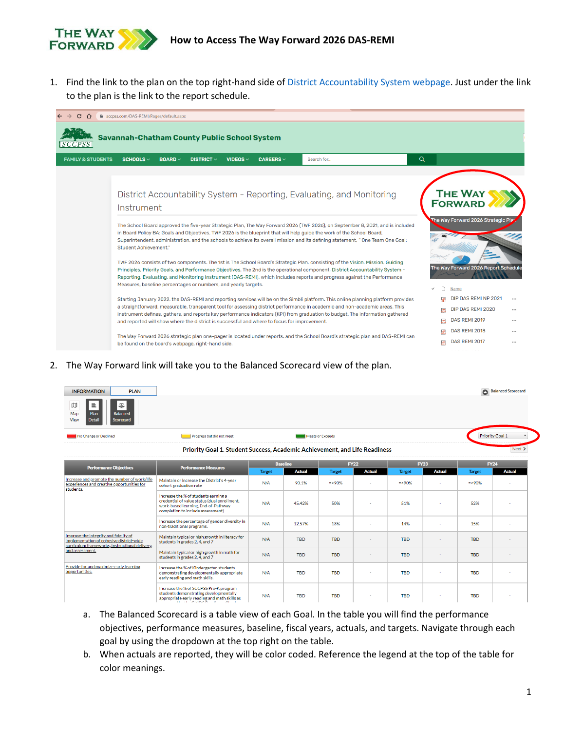# How to Access The Way Forward 2026 DAS-REMI

1. Find the link to the plan on the top right-hand side of District Accountability System webpage. Just under the link to the plan is the link to the report schedule.

2. The Way Forward link will take you to the Balanced Scorecard view of the plan.

   a. The Balanced Scorecard is a table view of each Goal. In the table you will find the performance objectives, performance measures, baseline, fiscal years, actuals, and targets. Navigate through each goal by using the dropdown at the top right on the table.

   b. When actuals are reported, they will be color coded. Reference the legend at the top of the table for color meanings.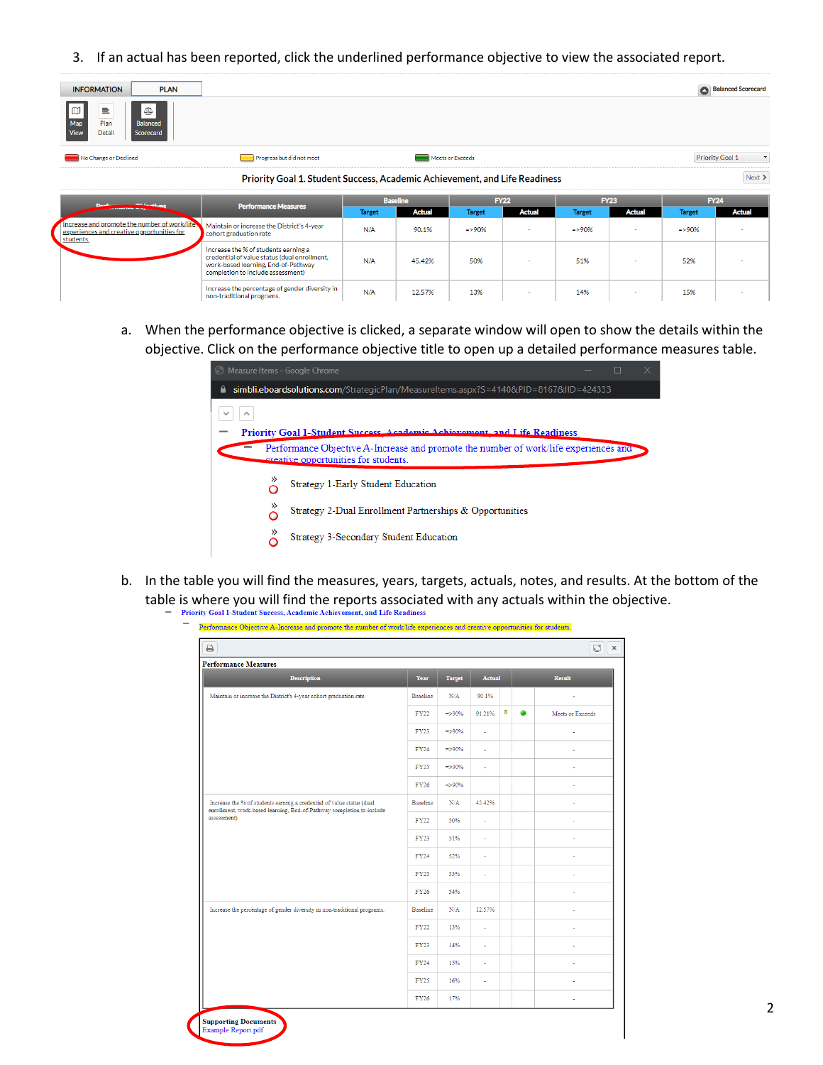3. If an actual has been reported, click the underlined performance objective to view the associated report.

INFORMATION | PLAN

Map View | Plan Detail | Balanced Scorecard

Balanced Scorecard

No Change or Declined | Progress but did not meet | Meets or Exceeds

Priority Goal 1

Priority Goal 1. Student Success, Academic Achievement, and Life Readiness

Next

| Performance Objectives | Performance Measures | Baseline | | FY22 | | FY23 | | FY24 | |
|---|---|---|---|---|---|---|---|---|---|
| | | Target | Actual | Target | Actual | Target | Actual | Target | Actual |
| Increase and promote the number of work/life experiences and creative opportunities for students. | Maintain or increase the District's 4-year cohort graduation rate | N/A | 90.1% | =>90% | - | =>90% | - | =>90% | - |
| | Increase the % of students earning a credential of value status (dual enrollment, work-based learning, End-of-Pathway completion to include assessment) | N/A | 45.42% | 50% | - | 51% | - | 52% | - |
| | Increase the percentage of gender diversity in non-traditional programs. | N/A | 12.57% | 13% | - | 14% | - | 15% | - |

a. When the performance objective is clicked, a separate window will open to show the details within the objective. Click on the performance objective title to open up a detailed performance measures table.

Measure Items - Google Chrome

simbli.eboardsolutions.com/StrategicPlan/MeasureItems.aspx?S=4140&PID=8167&IID=424333

- Priority Goal 1-Student Success, Academic Achievement, and Life Readiness
  - Performance Objective A-Increase and promote the number of work/life experiences and creative opportunities for students.
    - Strategy 1-Early Student Education
    - Strategy 2-Dual Enrollment Partnerships & Opportunities
    - Strategy 3-Secondary Student Education

b. In the table you will find the measures, years, targets, actuals, notes, and results. At the bottom of the table is where you will find the reports associated with any actuals within the objective.

- Priority Goal 1-Student Success, Academic Achievement, and Life Readiness
  - Performance Objective A-Increase and promote the number of work/life experiences and creative opportunities for students.

**Performance Measures**

| Description | Year | Target | Actual | | Result |
|---|---|---|---|---|---|
| Maintain or increase the District's 4-year cohort graduation rate | Baseline | N/A | 90.1% | | - |
| | FY22 | =>90% | 91.21% | | Meets or Exceeds |
| | FY23 | =>90% | - | | - |
| | FY24 | =>90% | - | | - |
| | FY25 | =>90% | - | | - |
| | FY26 | =>90% | | | - |
| Increase the % of students earning a credential of value status (dual enrollment, work-based learning, End-of-Pathway completion to include assessment) | Baseline | N/A | 45.42% | | - |
| | FY22 | 50% | - | | - |
| | FY23 | 51% | - | | - |
| | FY24 | 52% | - | | - |
| | FY25 | 53% | - | | - |
| | FY26 | 54% | | | - |
| Increase the percentage of gender diversity in non-traditional programs. | Baseline | N/A | 12.57% | | - |
| | FY22 | 13% | - | | - |
| | FY23 | 14% | - | | - |
| | FY24 | 15% | - | | - |
| | FY25 | 16% | - | | - |
| | FY26 | 17% | | | - |

**Supporting Documents**
Example Report.pdf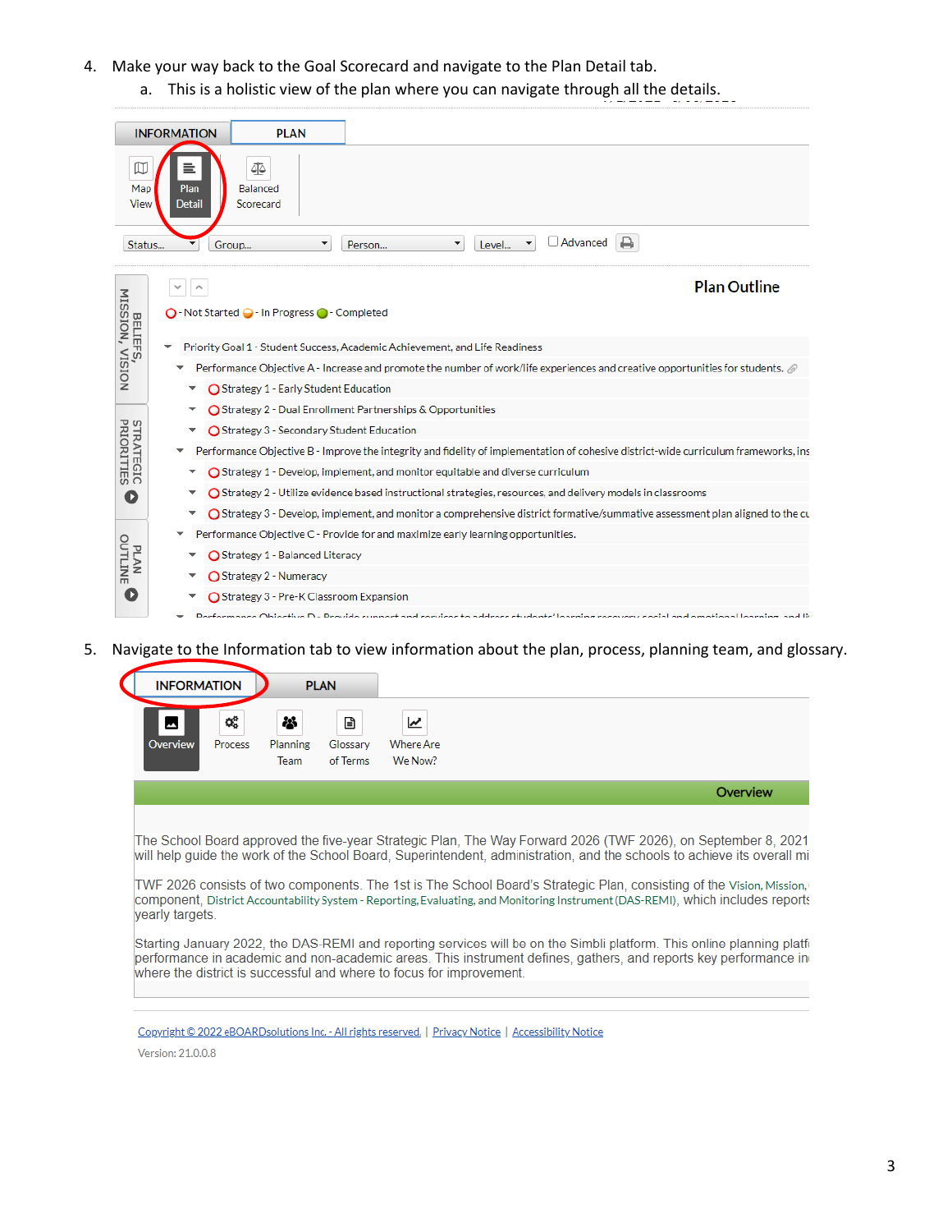4. Make your way back to the Goal Scorecard and navigate to the Plan Detail tab.
   a. This is a holistic view of the plan where you can navigate through all the details.

INFORMATION | PLAN

Map View | Plan Detail | Balanced Scorecard

Status... | Group... | Person... | Level... | Advanced

Plan Outline

- Not Started - In Progress - Completed

- Priority Goal 1 - Student Success, Academic Achievement, and Life Readiness
  - Performance Objective A - Increase and promote the number of work/life experiences and creative opportunities for students.
    - Strategy 1 - Early Student Education
    - Strategy 2 - Dual Enrollment Partnerships & Opportunities
    - Strategy 3 - Secondary Student Education
  - Performance Objective B - Improve the integrity and fidelity of implementation of cohesive district-wide curriculum frameworks, ins
    - Strategy 1 - Develop, implement, and monitor equitable and diverse curriculum
    - Strategy 2 - Utilize evidence based instructional strategies, resources, and delivery models in classrooms
    - Strategy 3 - Develop, implement, and monitor a comprehensive district formative/summative assessment plan aligned to the cu
  - Performance Objective C - Provide for and maximize early learning opportunities.
    - Strategy 1 - Balanced Literacy
    - Strategy 2 - Numeracy
    - Strategy 3 - Pre-K Classroom Expansion

BELIEFS, MISSION, VISION | STRATEGIC PRIORITIES | PLAN OUTLINE

5. Navigate to the Information tab to view information about the plan, process, planning team, and glossary.

INFORMATION | PLAN

Overview | Process | Planning Team | Glossary of Terms | Where Are We Now?

Overview

The School Board approved the five-year Strategic Plan, The Way Forward 2026 (TWF 2026), on September 8, 2021 will help guide the work of the School Board, Superintendent, administration, and the schools to achieve its overall mi

TWF 2026 consists of two components. The 1st is The School Board's Strategic Plan, consisting of the Vision, Mission, component, District Accountability System - Reporting, Evaluating, and Monitoring Instrument (DAS-REMI), which includes reports yearly targets.

Starting January 2022, the DAS-REMI and reporting services will be on the Simbli platform. This online planning platf performance in academic and non-academic areas. This instrument defines, gathers, and reports key performance in where the district is successful and where to focus for improvement.

Copyright © 2022 eBOARDsolutions Inc. - All rights reserved. | Privacy Notice | Accessibility Notice

Version: 21.0.0.8